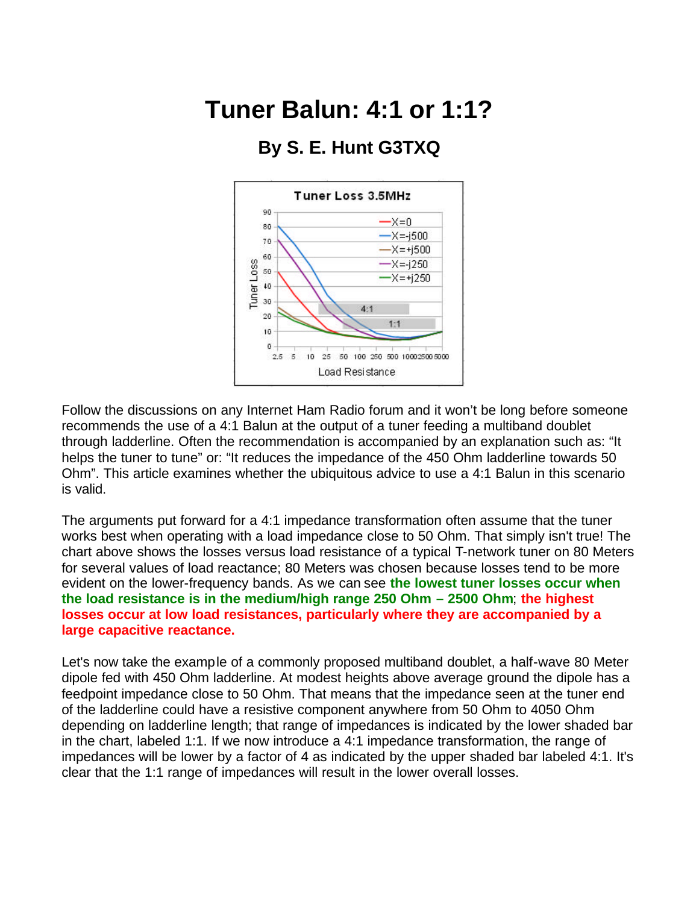# Tuner Balun: 4:1 or 1:1?

## By S. E. Hunt G3TXQ

Follow the discussions on any Internet Ham Radio forum and it won't be long before someone recommends the use of a 4:1 Balun at the output of a tuner feeding a multiband doublet through ladderline. Often the recommendation is accompanied by an explanation such as: "It helps the tuner to tune" or: "It reduces the impedance of the 450 Ohm ladderline towards 50 Ohm". This article examines whether the ubiquitous advice to use a 4:1 Balun in this scenario is valid.

The arguments put forward for a 4:1 impedance transformation often assume that the tuner works best when operating with a load impedance close to 50 Ohm. That simply isn't true! The chart above shows the losses versus load resistance of a typical T-network tuner on 80 Meters for several values of load reactance; 80 Meters was chosen because losses tend to be more evident on the lower-frequency bands. As we can see **the lowest tuner losses occur when the load resistance is in the medium/high range 250 Ohm – 2500 Ohm**; **the highest losses occur at low load resistances, particularly where they are accompanied by a large capacitive reactance.**

Let's now take the example of a commonly proposed multiband doublet, a half-wave 80 Meter dipole fed with 450 Ohm ladderline. At modest heights above average ground the dipole has a feedpoint impedance close to 50 Ohm. That means that the impedance seen at the tuner end of the ladderline could have a resistive component anywhere from 50 Ohm to 4050 Ohm depending on ladderline length; that range of impedances is indicated by the lower shaded bar in the chart, labeled 1:1. If we now introduce a 4:1 impedance transformation, the range of impedances will be lower by a factor of 4 as indicated by the upper shaded bar labeled 4:1. It's clear that the 1:1 range of impedances will result in the lower overall losses.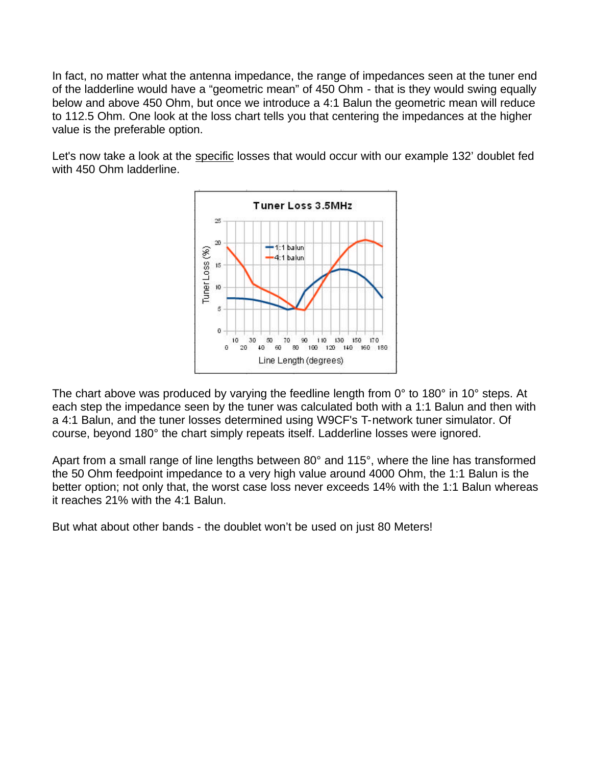In fact, no matter what the antenna impedance, the range of impedances seen at the tuner end of the ladderline would have a “geometric mean” of 450 Ohm - that is they would swing equally below and above 450 Ohm, but once we introduce a 4:1 Balun the geometric mean will reduce to 112.5 Ohm. One look at the loss chart tells you that centering the impedances at the higher value is the preferable option.

Let's now take a look at the specific losses that would occur with our example 132’ doublet fed with 450 Ohm ladderline.

The chart above was produced by varying the feedline length from 0° to 180° in 10° steps. At each step the impedance seen by the tuner was calculated both with a 1:1 Balun and then with a 4:1 Balun, and the tuner losses determined using W9CF's T-network tuner simulator. Of course, beyond 180° the chart simply repeats itself. Ladderline losses were ignored.

Apart from a small range of line lengths between 80° and 115°, where the line has transformed the 50 Ohm feedpoint impedance to a very high value around 4000 Ohm, the 1:1 Balun is the better option; not only that, the worst case loss never exceeds 14% with the 1:1 Balun whereas it reaches 21% with the 4:1 Balun.

But what about other bands - the doublet won’t be used on just 80 Meters!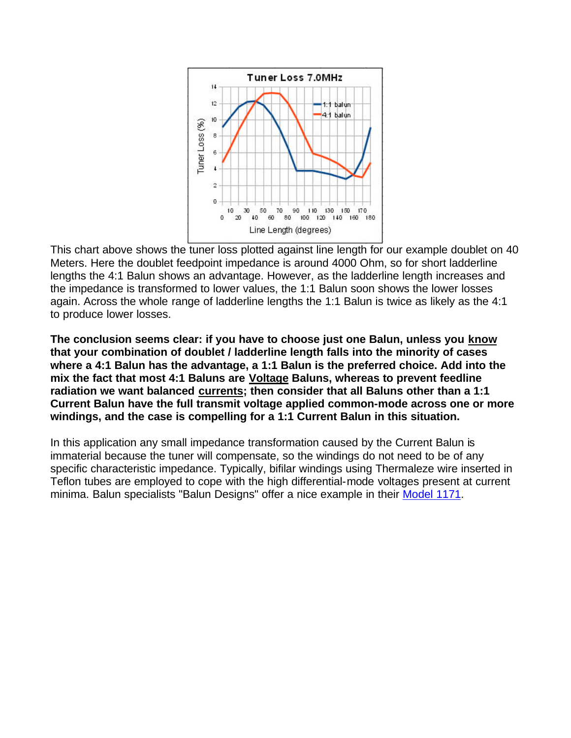Tuner Loss 7.0MHz

Tuner Loss (%)

14
12
10
8
6
4
2
0

1:1 balun
4:1 balun

10 30 50 70 90 110 130 150 170
0 20 40 60 80 100 120 140 160 180

Line Length (degrees)

This chart above shows the tuner loss plotted against line length for our example doublet on 40 Meters. Here the doublet feedpoint impedance is around 4000 Ohm, so for short ladderline lengths the 4:1 Balun shows an advantage. However, as the ladderline length increases and the impedance is transformed to lower values, the 1:1 Balun soon shows the lower losses again. Across the whole range of ladderline lengths the 1:1 Balun is twice as likely as the 4:1 to produce lower losses.

**The conclusion seems clear: if you have to choose just one Balun, unless you know that your combination of doublet / ladderline length falls into the minority of cases where a 4:1 Balun has the advantage, a 1:1 Balun is the preferred choice. Add into the mix the fact that most 4:1 Baluns are Voltage Baluns, whereas to prevent feedline radiation we want balanced currents; then consider that all Baluns other than a 1:1 Current Balun have the full transmit voltage applied common-mode across one or more windings, and the case is compelling for a 1:1 Current Balun in this situation.**

In this application any small impedance transformation caused by the Current Balun is immaterial because the tuner will compensate, so the windings do not need to be of any specific characteristic impedance. Typically, bifilar windings using Thermaleze wire inserted in Teflon tubes are employed to cope with the high differential-mode voltages present at current minima. Balun specialists "Balun Designs" offer a nice example in their Model 1171.